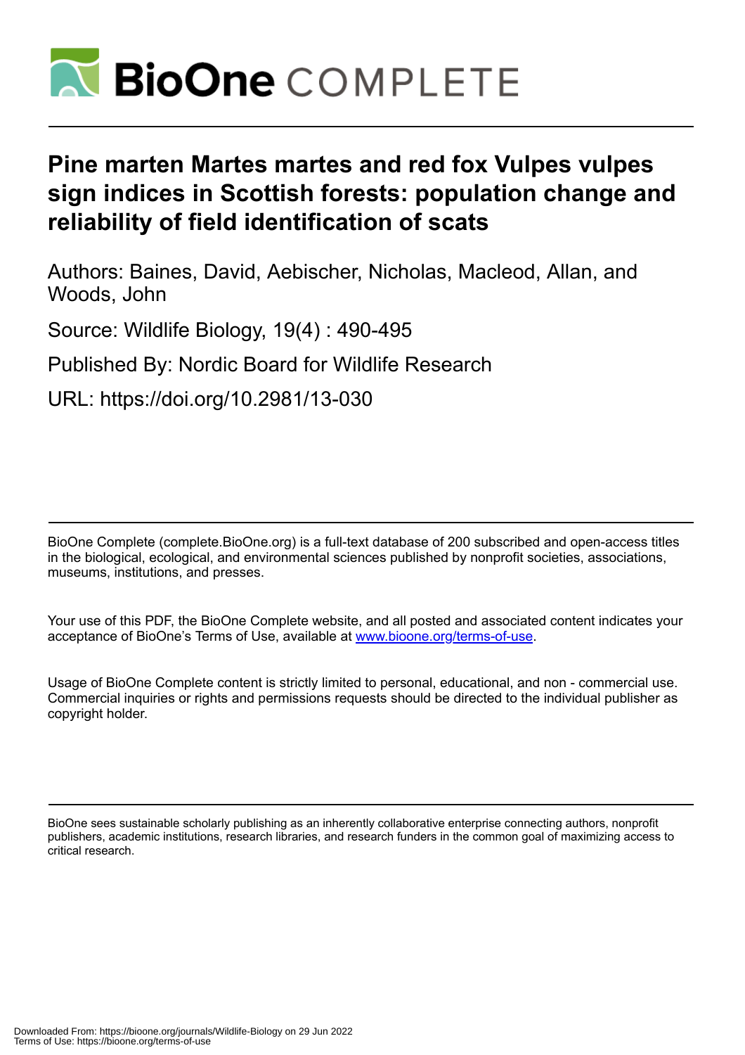# Pine marten Martes martes and red fox Vulpes vulpes sign indices in Scottish forests: population change and reliability of field identification of scats

Authors: Baines, David, Aebischer, Nicholas, Macleod, Allan, and Woods, John

Source: Wildlife Biology, 19(4) : 490-495

Published By: Nordic Board for Wildlife Research

URL: https://doi.org/10.2981/13-030

BioOne Complete (complete.BioOne.org) is a full-text database of 200 subscribed and open-access titles in the biological, ecological, and environmental sciences published by nonprofit societies, associations, museums, institutions, and presses.

Your use of this PDF, the BioOne Complete website, and all posted and associated content indicates your acceptance of BioOne's Terms of Use, available at www.bioone.org/terms-of-use.

Usage of BioOne Complete content is strictly limited to personal, educational, and non - commercial use. Commercial inquiries or rights and permissions requests should be directed to the individual publisher as copyright holder.

BioOne sees sustainable scholarly publishing as an inherently collaborative enterprise connecting authors, nonprofit publishers, academic institutions, research libraries, and research funders in the common goal of maximizing access to critical research.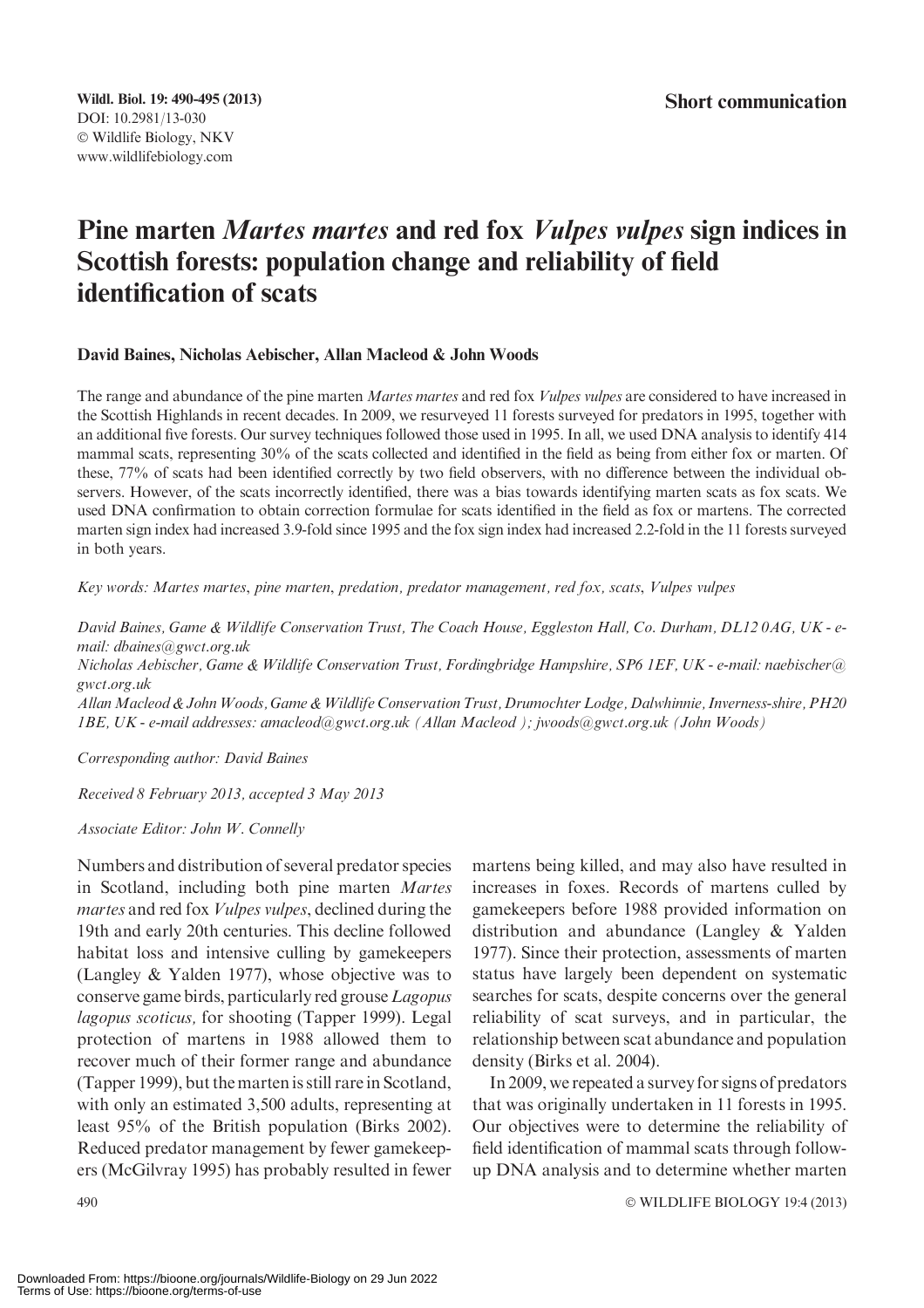Short communication

# Pine marten *Martes martes* and red fox *Vulpes vulpes* sign indices in Scottish forests: population change and reliability of field identification of scats

**David Baines, Nicholas Aebischer, Allan Macleod & John Woods**

The range and abundance of the pine marten *Martes martes* and red fox *Vulpes vulpes* are considered to have increased in the Scottish Highlands in recent decades. In 2009, we resurveyed 11 forests surveyed for predators in 1995, together with an additional five forests. Our survey techniques followed those used in 1995. In all, we used DNA analysis to identify 414 mammal scats, representing 30% of the scats collected and identified in the field as being from either fox or marten. Of these, 77% of scats had been identified correctly by two field observers, with no difference between the individual observers. However, of the scats incorrectly identified, there was a bias towards identifying marten scats as fox scats. We used DNA confirmation to obtain correction formulae for scats identified in the field as fox or martens. The corrected marten sign index had increased 3.9-fold since 1995 and the fox sign index had increased 2.2-fold in the 11 forests surveyed in both years.

*Key words: Martes martes, pine marten, predation, predator management, red fox, scats, Vulpes vulpes*

*David Baines, Game & Wildlife Conservation Trust, The Coach House, Eggleston Hall, Co. Durham, DL12 0AG, UK - e-mail: dbaines@gwct.org.uk*

*Nicholas Aebischer, Game & Wildlife Conservation Trust, Fordingbridge Hampshire, SP6 1EF, UK - e-mail: naebischer@gwct.org.uk*

*Allan Macleod & John Woods, Game & Wildlife Conservation Trust, Drumochter Lodge, Dalwhinnie, Inverness-shire, PH20 1BE, UK - e-mail addresses: amacleod@gwct.org.uk (Allan Macleod); jwoods@gwct.org.uk (John Woods)*

*Corresponding author: David Baines*

*Received 8 February 2013, accepted 3 May 2013*

*Associate Editor: John W. Connelly*

Numbers and distribution of several predator species in Scotland, including both pine marten *Martes martes* and red fox *Vulpes vulpes*, declined during the 19th and early 20th centuries. This decline followed habitat loss and intensive culling by gamekeepers (Langley & Yalden 1977), whose objective was to conserve game birds, particularly red grouse *Lagopus lagopus scoticus,* for shooting (Tapper 1999). Legal protection of martens in 1988 allowed them to recover much of their former range and abundance (Tapper 1999), but the marten is still rare in Scotland, with only an estimated 3,500 adults, representing at least 95% of the British population (Birks 2002). Reduced predator management by fewer gamekeepers (McGilvray 1995) has probably resulted in fewer martens being killed, and may also have resulted in increases in foxes. Records of martens culled by gamekeepers before 1988 provided information on distribution and abundance (Langley & Yalden 1977). Since their protection, assessments of marten status have largely been dependent on systematic searches for scats, despite concerns over the general reliability of scat surveys, and in particular, the relationship between scat abundance and population density (Birks et al. 2004).

In 2009, we repeated a survey for signs of predators that was originally undertaken in 11 forests in 1995. Our objectives were to determine the reliability of field identification of mammal scats through follow-up DNA analysis and to determine whether marten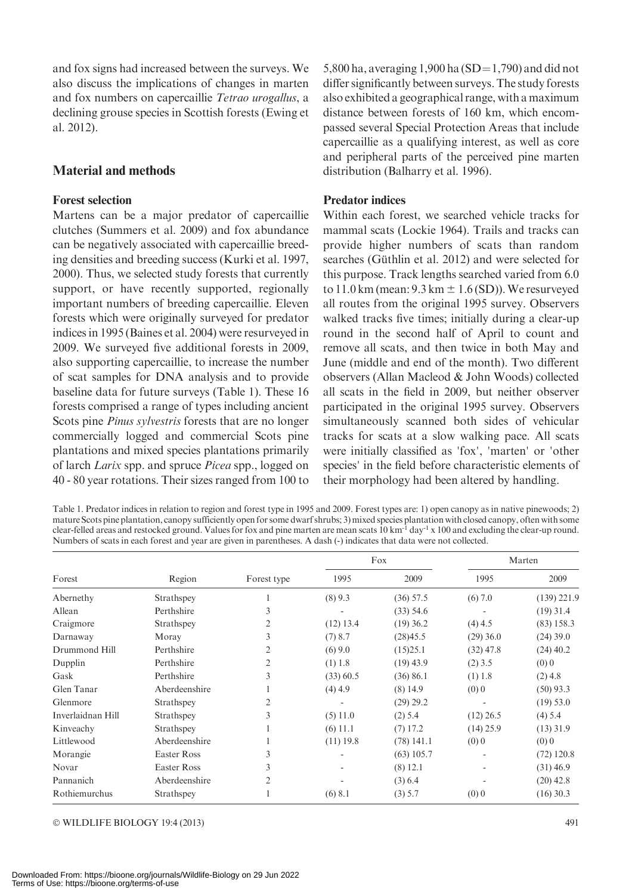and fox signs had increased between the surveys. We also discuss the implications of changes in marten and fox numbers on capercaillie *Tetrao urogallus*, a declining grouse species in Scottish forests (Ewing et al. 2012).

## Material and methods

### Forest selection

Martens can be a major predator of capercaillie clutches (Summers et al. 2009) and fox abundance can be negatively associated with capercaillie breeding densities and breeding success (Kurki et al. 1997, 2000). Thus, we selected study forests that currently support, or have recently supported, regionally important numbers of breeding capercaillie. Eleven forests which were originally surveyed for predator indices in 1995 (Baines et al. 2004) were resurveyed in 2009. We surveyed five additional forests in 2009, also supporting capercaillie, to increase the number of scat samples for DNA analysis and to provide baseline data for future surveys (Table 1). These 16 forests comprised a range of types including ancient Scots pine *Pinus sylvestris* forests that are no longer commercially logged and commercial Scots pine plantations and mixed species plantations primarily of larch *Larix* spp. and spruce *Picea* spp., logged on 40 - 80 year rotations. Their sizes ranged from 100 to 5,800 ha, averaging 1,900 ha (SD=1,790) and did not differ significantly between surveys. The study forests also exhibited a geographical range, with a maximum distance between forests of 160 km, which encompassed several Special Protection Areas that include capercaillie as a qualifying interest, as well as core and peripheral parts of the perceived pine marten distribution (Balharry et al. 1996).

### Predator indices

Within each forest, we searched vehicle tracks for mammal scats (Lockie 1964). Trails and tracks can provide higher numbers of scats than random searches (Güthlin et al. 2012) and were selected for this purpose. Track lengths searched varied from 6.0 to 11.0 km (mean: 9.3 km ± 1.6 (SD)). We resurveyed all routes from the original 1995 survey. Observers walked tracks five times; initially during a clear-up round in the second half of April to count and remove all scats, and then twice in both May and June (middle and end of the month). Two different observers (Allan Macleod & John Woods) collected all scats in the field in 2009, but neither observer participated in the original 1995 survey. Observers simultaneously scanned both sides of vehicular tracks for scats at a slow walking pace. All scats were initially classified as 'fox', 'marten' or 'other species' in the field before characteristic elements of their morphology had been altered by handling.

Table 1. Predator indices in relation to region and forest type in 1995 and 2009. Forest types are: 1) open canopy as in native pinewoods; 2) mature Scots pine plantation, canopy sufficiently open for some dwarf shrubs; 3) mixed species plantation with closed canopy, often with some clear-felled areas and restocked ground. Values for fox and pine marten are mean scats 10 km$^{-1}$ day$^{-1}$ x 100 and excluding the clear-up round. Numbers of scats in each forest and year are given in parentheses. A dash (-) indicates that data were not collected.

| Forest | Region | Forest type | Fox | | Marten | |
|---|---|---|---|---|---|---|
| | | | 1995 | 2009 | 1995 | 2009 |
| Abernethy | Strathspey | 1 | (8) 9.3 | (36) 57.5 | (6) 7.0 | (139) 221.9 |
| Allean | Perthshire | 3 | - | (33) 54.6 | - | (19) 31.4 |
| Craigmore | Strathspey | 2 | (12) 13.4 | (19) 36.2 | (4) 4.5 | (83) 158.3 |
| Darnaway | Moray | 3 | (7) 8.7 | (28)45.5 | (29) 36.0 | (24) 39.0 |
| Drummond Hill | Perthshire | 2 | (6) 9.0 | (15)25.1 | (32) 47.8 | (24) 40.2 |
| Dupplin | Perthshire | 2 | (1) 1.8 | (19) 43.9 | (2) 3.5 | (0) 0 |
| Gask | Perthshire | 3 | (33) 60.5 | (36) 86.1 | (1) 1.8 | (2) 4.8 |
| Glen Tanar | Aberdeenshire | 1 | (4) 4.9 | (8) 14.9 | (0) 0 | (50) 93.3 |
| Glenmore | Strathspey | 2 | - | (29) 29.2 | - | (19) 53.0 |
| Inverlaidnan Hill | Strathspey | 3 | (5) 11.0 | (2) 5.4 | (12) 26.5 | (4) 5.4 |
| Kinveachy | Strathspey | 1 | (6) 11.1 | (7) 17.2 | (14) 25.9 | (13) 31.9 |
| Littlewood | Aberdeenshire | 1 | (11) 19.8 | (78) 141.1 | (0) 0 | (0) 0 |
| Morangie | Easter Ross | 3 | - | (63) 105.7 | - | (72) 120.8 |
| Novar | Easter Ross | 3 | - | (8) 12.1 | - | (31) 46.9 |
| Pannanich | Aberdeenshire | 2 | - | (3) 6.4 | - | (20) 42.8 |
| Rothiemurchus | Strathspey | 1 | (6) 8.1 | (3) 5.7 | (0) 0 | (16) 30.3 |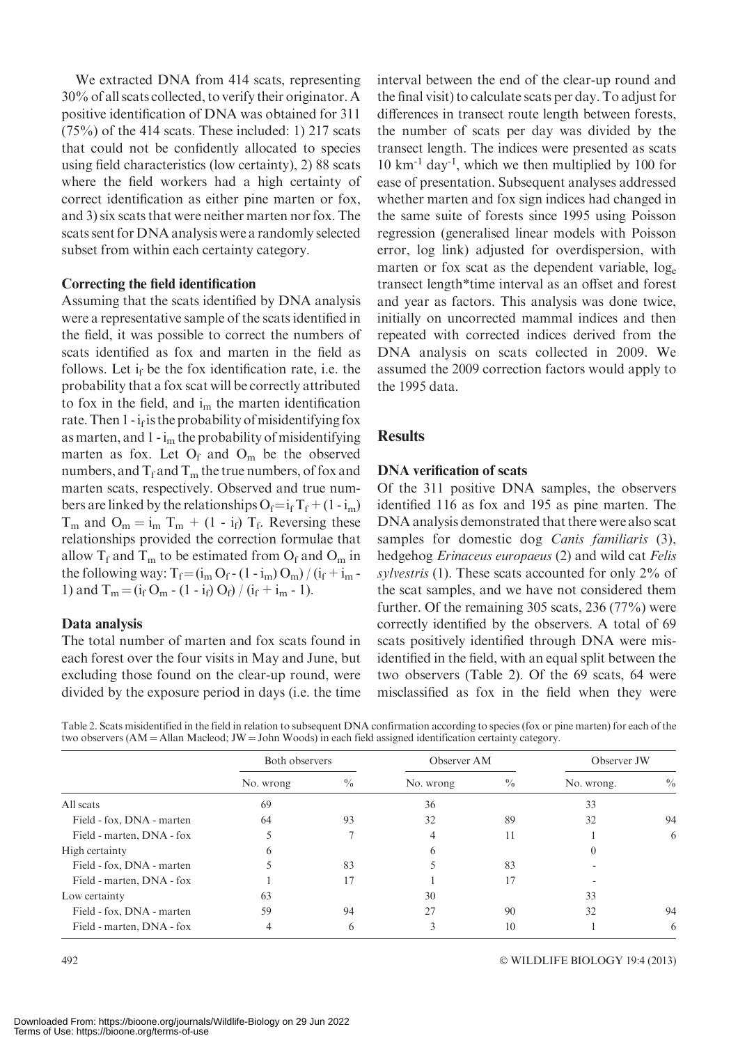We extracted DNA from 414 scats, representing 30% of all scats collected, to verify their originator. A positive identification of DNA was obtained for 311 (75%) of the 414 scats. These included: 1) 217 scats that could not be confidently allocated to species using field characteristics (low certainty), 2) 88 scats where the field workers had a high certainty of correct identification as either pine marten or fox, and 3) six scats that were neither marten nor fox. The scats sent for DNA analysis were a randomly selected subset from within each certainty category.

### Correcting the field identification

Assuming that the scats identified by DNA analysis were a representative sample of the scats identified in the field, it was possible to correct the numbers of scats identified as fox and marten in the field as follows. Let $i_f$ be the fox identification rate, i.e. the probability that a fox scat will be correctly attributed to fox in the field, and $i_m$ the marten identification rate. Then $1 - i_f$ is the probability of misidentifying fox as marten, and $1 - i_m$ the probability of misidentifying marten as fox. Let $O_f$ and $O_m$ be the observed numbers, and $T_f$ and $T_m$ the true numbers, of fox and marten scats, respectively. Observed and true numbers are linked by the relationships $O_f = i_f T_f + (1 - i_m) T_m$ and $O_m = i_m T_m + (1 - i_f) T_f$. Reversing these relationships provided the correction formulae that allow $T_f$ and $T_m$ to be estimated from $O_f$ and $O_m$ in the following way: $T_f = (i_m O_f - (1 - i_m) O_m) / (i_f + i_m - 1)$ and $T_m = (i_f O_m - (1 - i_f) O_f) / (i_f + i_m - 1)$.

### Data analysis

The total number of marten and fox scats found in each forest over the four visits in May and June, but excluding those found on the clear-up round, were divided by the exposure period in days (i.e. the time interval between the end of the clear-up round and the final visit) to calculate scats per day. To adjust for differences in transect route length between forests, the number of scats per day was divided by the transect length. The indices were presented as scats 10 $km^{-1}$ $day^{-1}$, which we then multiplied by 100 for ease of presentation. Subsequent analyses addressed whether marten and fox sign indices had changed in the same suite of forests since 1995 using Poisson regression (generalised linear models with Poisson error, log link) adjusted for overdispersion, with marten or fox scat as the dependent variable, $\log_e$ transect length*time interval as an offset and forest and year as factors. This analysis was done twice, initially on uncorrected mammal indices and then repeated with corrected indices derived from the DNA analysis on scats collected in 2009. We assumed the 2009 correction factors would apply to the 1995 data.

## Results

### DNA verification of scats

Of the 311 positive DNA samples, the observers identified 116 as fox and 195 as pine marten. The DNA analysis demonstrated that there were also scat samples for domestic dog *Canis familiaris* (3), hedgehog *Erinaceus europaeus* (2) and wild cat *Felis sylvestris* (1). These scats accounted for only 2% of the scat samples, and we have not considered them further. Of the remaining 305 scats, 236 (77%) were correctly identified by the observers. A total of 69 scats positively identified through DNA were misidentified in the field, with an equal split between the two observers (Table 2). Of the 69 scats, 64 were misclassified as fox in the field when they were

Table 2. Scats misidentified in the field in relation to subsequent DNA confirmation according to species (fox or pine marten) for each of the two observers (AM = Allan Macleod; JW = John Woods) in each field assigned identification certainty category.

| | Both observers | | Observer AM | | Observer JW | |
|---|---|---|---|---|---|---|
| | No. wrong | % | No. wrong | % | No. wrong. | % |
| All scats | 69 | | 36 | | 33 | |
| Field - fox, DNA - marten | 64 | 93 | 32 | 89 | 32 | 94 |
| Field - marten, DNA - fox | 5 | 7 | 4 | 11 | 1 | 6 |
| High certainty | 6 | | 6 | | 0 | |
| Field - fox, DNA - marten | 5 | 83 | 5 | 83 | - | |
| Field - marten, DNA - fox | 1 | 17 | 1 | 17 | - | |
| Low certainty | 63 | | 30 | | 33 | |
| Field - fox, DNA - marten | 59 | 94 | 27 | 90 | 32 | 94 |
| Field - marten, DNA - fox | 4 | 6 | 3 | 10 | 1 | 6 |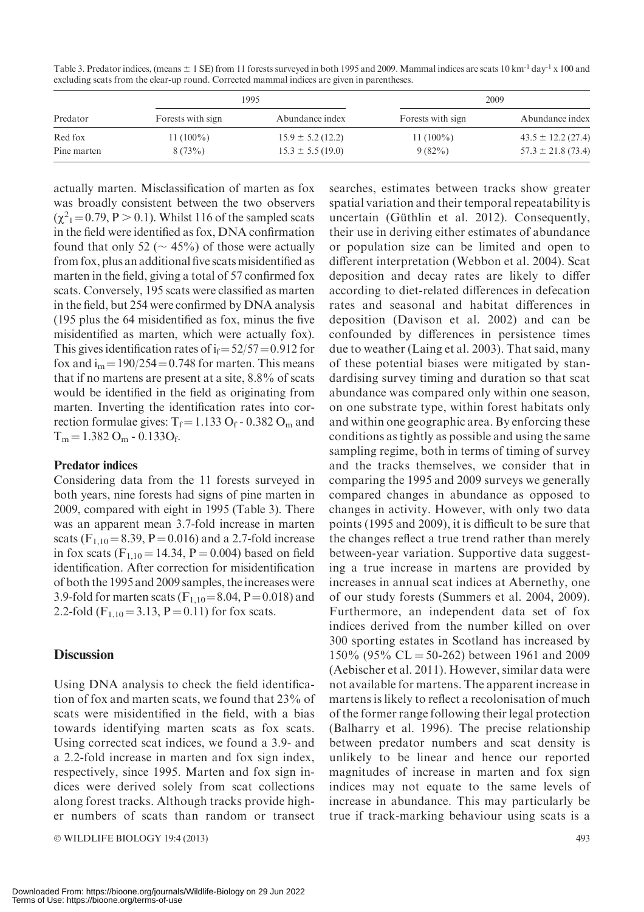Table 3. Predator indices, (means ± 1 SE) from 11 forests surveyed in both 1995 and 2009. Mammal indices are scats 10 km$^{-1}$ day$^{-1}$ x 100 and excluding scats from the clear-up round. Corrected mammal indices are given in parentheses.

| Predator | 1995 | | 2009 | |
|---|---|---|---|---|
| | Forests with sign | Abundance index | Forests with sign | Abundance index |
| Red fox | 11 (100%) | 15.9 ± 5.2 (12.2) | 11 (100%) | 43.5 ± 12.2 (27.4) |
| Pine marten | 8 (73%) | 15.3 ± 5.5 (19.0) | 9 (82%) | 57.3 ± 21.8 (73.4) |

actually marten. Misclassification of marten as fox was broadly consistent between the two observers ($\chi^2_1 = 0.79$, $P > 0.1$). Whilst 116 of the sampled scats in the field were identified as fox, DNA confirmation found that only 52 (~ 45%) of those were actually from fox, plus an additional five scats misidentified as marten in the field, giving a total of 57 confirmed fox scats. Conversely, 195 scats were classified as marten in the field, but 254 were confirmed by DNA analysis (195 plus the 64 misidentified as fox, minus the five misidentified as marten, which were actually fox). This gives identification rates of $i_f = 52/57 = 0.912$ for fox and $i_m = 190/254 = 0.748$ for marten. This means that if no martens are present at a site, 8.8% of scats would be identified in the field as originating from marten. Inverting the identification rates into correction formulae gives: $T_f = 1.133\ O_f - 0.382\ O_m$ and $T_m = 1.382\ O_m - 0.133 O_f$.

### Predator indices

Considering data from the 11 forests surveyed in both years, nine forests had signs of pine marten in 2009, compared with eight in 1995 (Table 3). There was an apparent mean 3.7-fold increase in marten scats ($F_{1,10} = 8.39$, $P = 0.016$) and a 2.7-fold increase in fox scats ($F_{1,10} = 14.34$, $P = 0.004$) based on field identification. After correction for misidentification of both the 1995 and 2009 samples, the increases were 3.9-fold for marten scats ($F_{1,10} = 8.04$, $P = 0.018$) and 2.2-fold ($F_{1,10} = 3.13$, $P = 0.11$) for fox scats.

## Discussion

Using DNA analysis to check the field identification of fox and marten scats, we found that 23% of scats were misidentified in the field, with a bias towards identifying marten scats as fox scats. Using corrected scat indices, we found a 3.9- and a 2.2-fold increase in marten and fox sign index, respectively, since 1995. Marten and fox sign indices were derived solely from scat collections along forest tracks. Although tracks provide higher numbers of scats than random or transect searches, estimates between tracks show greater spatial variation and their temporal repeatability is uncertain (Güthlin et al. 2012). Consequently, their use in deriving either estimates of abundance or population size can be limited and open to different interpretation (Webbon et al. 2004). Scat deposition and decay rates are likely to differ according to diet-related differences in defecation rates and seasonal and habitat differences in deposition (Davison et al. 2002) and can be confounded by differences in persistence times due to weather (Laing et al. 2003). That said, many of these potential biases were mitigated by standardising survey timing and duration so that scat abundance was compared only within one season, on one substrate type, within forest habitats only and within one geographic area. By enforcing these conditions as tightly as possible and using the same sampling regime, both in terms of timing of survey and the tracks themselves, we consider that in comparing the 1995 and 2009 surveys we generally compared changes in abundance as opposed to changes in activity. However, with only two data points (1995 and 2009), it is difficult to be sure that the changes reflect a true trend rather than merely between-year variation. Supportive data suggesting a true increase in martens are provided by increases in annual scat indices at Abernethy, one of our study forests (Summers et al. 2004, 2009). Furthermore, an independent data set of fox indices derived from the number killed on over 300 sporting estates in Scotland has increased by 150% (95% CL = 50-262) between 1961 and 2009 (Aebischer et al. 2011). However, similar data were not available for martens. The apparent increase in martens is likely to reflect a recolonisation of much of the former range following their legal protection (Balharry et al. 1996). The precise relationship between predator numbers and scat density is unlikely to be linear and hence our reported magnitudes of increase in marten and fox sign indices may not equate to the same levels of increase in abundance. This may particularly be true if track-marking behaviour using scats is a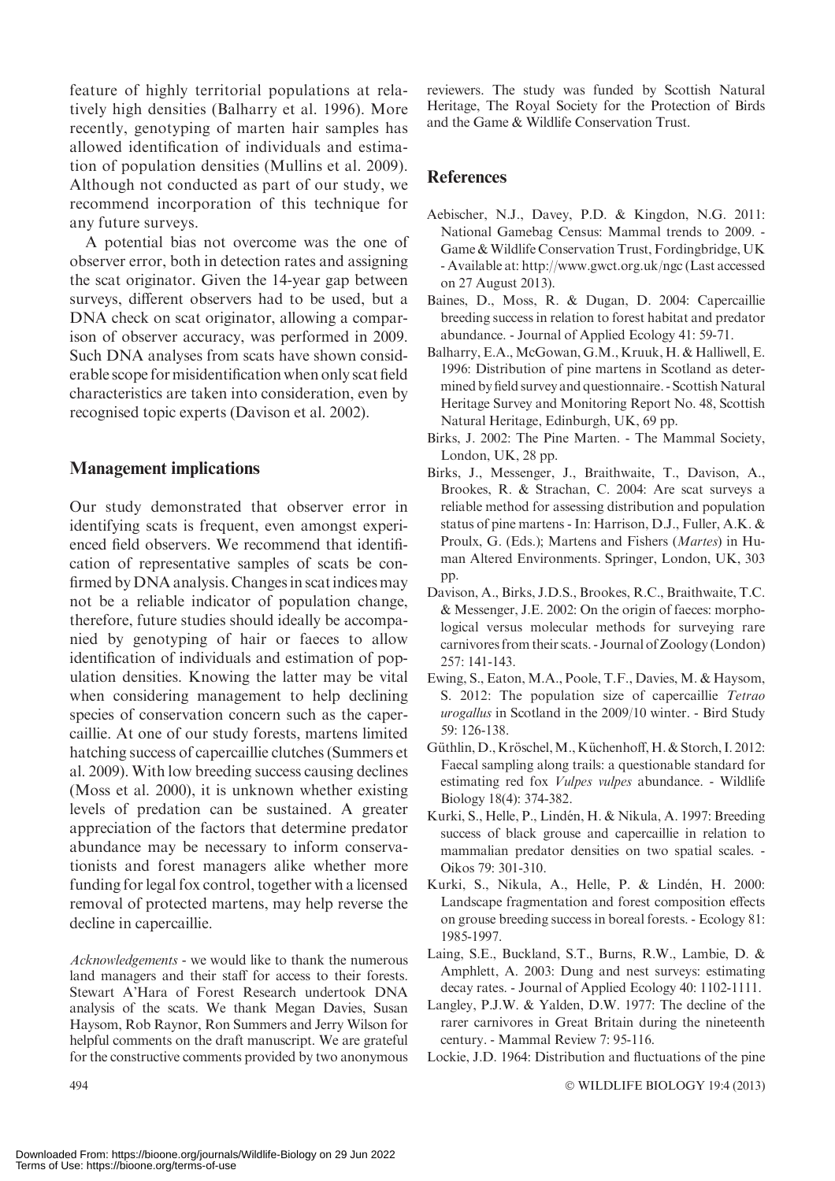feature of highly territorial populations at relatively high densities (Balharry et al. 1996). More recently, genotyping of marten hair samples has allowed identification of individuals and estimation of population densities (Mullins et al. 2009). Although not conducted as part of our study, we recommend incorporation of this technique for any future surveys.

A potential bias not overcome was the one of observer error, both in detection rates and assigning the scat originator. Given the 14-year gap between surveys, different observers had to be used, but a DNA check on scat originator, allowing a comparison of observer accuracy, was performed in 2009. Such DNA analyses from scats have shown considerable scope for misidentification when only scat field characteristics are taken into consideration, even by recognised topic experts (Davison et al. 2002).

## Management implications

Our study demonstrated that observer error in identifying scats is frequent, even amongst experienced field observers. We recommend that identification of representative samples of scats be confirmed by DNA analysis. Changes in scat indices may not be a reliable indicator of population change, therefore, future studies should ideally be accompanied by genotyping of hair or faeces to allow identification of individuals and estimation of population densities. Knowing the latter may be vital when considering management to help declining species of conservation concern such as the capercaillie. At one of our study forests, martens limited hatching success of capercaillie clutches (Summers et al. 2009). With low breeding success causing declines (Moss et al. 2000), it is unknown whether existing levels of predation can be sustained. A greater appreciation of the factors that determine predator abundance may be necessary to inform conservationists and forest managers alike whether more funding for legal fox control, together with a licensed removal of protected martens, may help reverse the decline in capercaillie.

*Acknowledgements* - we would like to thank the numerous land managers and their staff for access to their forests. Stewart A'Hara of Forest Research undertook DNA analysis of the scats. We thank Megan Davies, Susan Haysom, Rob Raynor, Ron Summers and Jerry Wilson for helpful comments on the draft manuscript. We are grateful for the constructive comments provided by two anonymous reviewers. The study was funded by Scottish Natural Heritage, The Royal Society for the Protection of Birds and the Game & Wildlife Conservation Trust.

## References

Aebischer, N.J., Davey, P.D. & Kingdon, N.G. 2011: National Gamebag Census: Mammal trends to 2009. - Game & Wildlife Conservation Trust, Fordingbridge, UK - Available at: http://www.gwct.org.uk/ngc (Last accessed on 27 August 2013).

Baines, D., Moss, R. & Dugan, D. 2004: Capercaillie breeding success in relation to forest habitat and predator abundance. - Journal of Applied Ecology 41: 59-71.

Balharry, E.A., McGowan, G.M., Kruuk, H. & Halliwell, E. 1996: Distribution of pine martens in Scotland as determined by field survey and questionnaire. - Scottish Natural Heritage Survey and Monitoring Report No. 48, Scottish Natural Heritage, Edinburgh, UK, 69 pp.

Birks, J. 2002: The Pine Marten. - The Mammal Society, London, UK, 28 pp.

Birks, J., Messenger, J., Braithwaite, T., Davison, A., Brookes, R. & Strachan, C. 2004: Are scat surveys a reliable method for assessing distribution and population status of pine martens - In: Harrison, D.J., Fuller, A.K. & Proulx, G. (Eds.); Martens and Fishers (*Martes*) in Human Altered Environments. Springer, London, UK, 303 pp.

Davison, A., Birks, J.D.S., Brookes, R.C., Braithwaite, T.C. & Messenger, J.E. 2002: On the origin of faeces: morphological versus molecular methods for surveying rare carnivores from their scats. - Journal of Zoology (London) 257: 141-143.

Ewing, S., Eaton, M.A., Poole, T.F., Davies, M. & Haysom, S. 2012: The population size of capercaillie *Tetrao urogallus* in Scotland in the 2009/10 winter. - Bird Study 59: 126-138.

Güthlin, D., Kröschel, M., Küchenhoff, H. & Storch, I. 2012: Faecal sampling along trails: a questionable standard for estimating red fox *Vulpes vulpes* abundance. - Wildlife Biology 18(4): 374-382.

Kurki, S., Helle, P., Lindén, H. & Nikula, A. 1997: Breeding success of black grouse and capercaillie in relation to mammalian predator densities on two spatial scales. - Oikos 79: 301-310.

Kurki, S., Nikula, A., Helle, P. & Lindén, H. 2000: Landscape fragmentation and forest composition effects on grouse breeding success in boreal forests. - Ecology 81: 1985-1997.

Laing, S.E., Buckland, S.T., Burns, R.W., Lambie, D. & Amphlett, A. 2003: Dung and nest surveys: estimating decay rates. - Journal of Applied Ecology 40: 1102-1111.

Langley, P.J.W. & Yalden, D.W. 1977: The decline of the rarer carnivores in Great Britain during the nineteenth century. - Mammal Review 7: 95-116.

Lockie, J.D. 1964: Distribution and fluctuations of the pine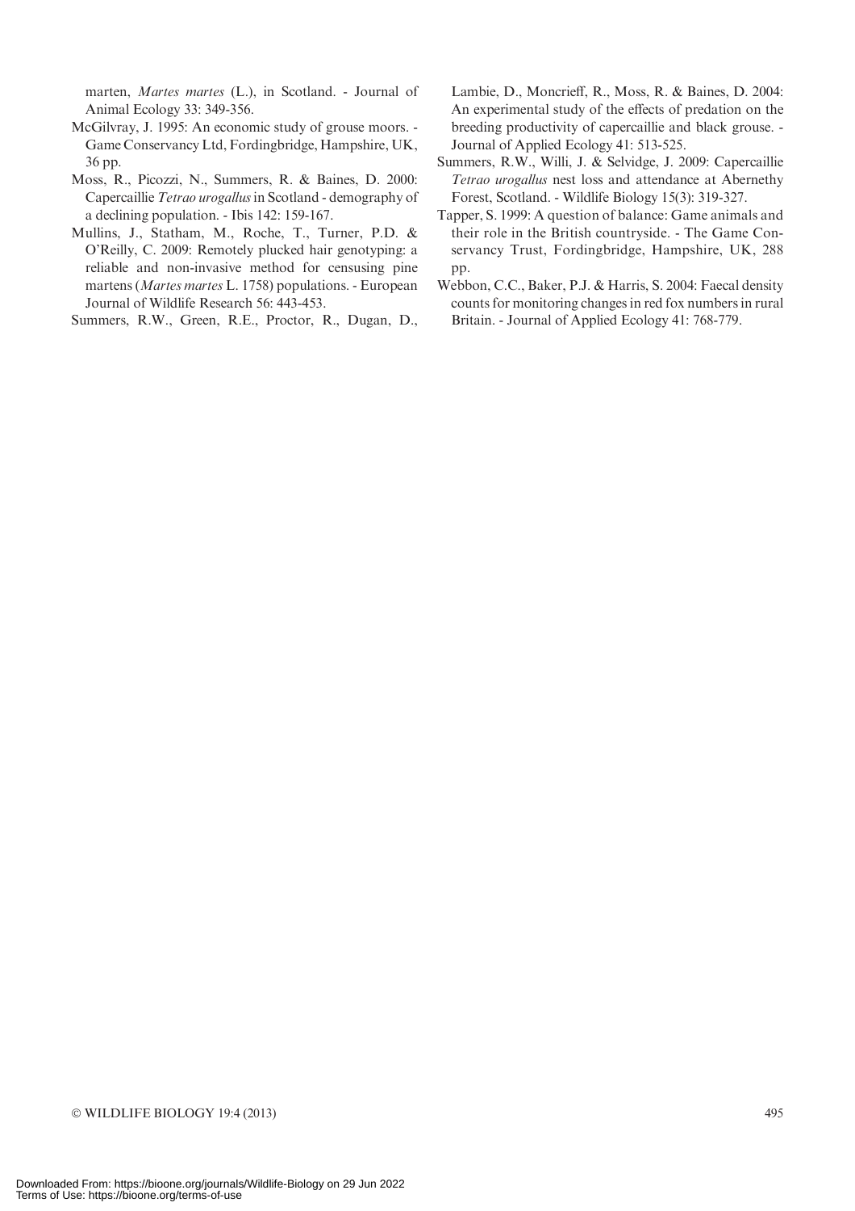marten, *Martes martes* (L.), in Scotland. - Journal of Animal Ecology 33: 349-356.

McGilvray, J. 1995: An economic study of grouse moors. - Game Conservancy Ltd, Fordingbridge, Hampshire, UK, 36 pp.

Moss, R., Picozzi, N., Summers, R. & Baines, D. 2000: Capercaillie *Tetrao urogallus* in Scotland - demography of a declining population. - Ibis 142: 159-167.

Mullins, J., Statham, M., Roche, T., Turner, P.D. & O'Reilly, C. 2009: Remotely plucked hair genotyping: a reliable and non-invasive method for censusing pine martens (*Martes martes* L. 1758) populations. - European Journal of Wildlife Research 56: 443-453.

Summers, R.W., Green, R.E., Proctor, R., Dugan, D., Lambie, D., Moncrieff, R., Moss, R. & Baines, D. 2004: An experimental study of the effects of predation on the breeding productivity of capercaillie and black grouse. - Journal of Applied Ecology 41: 513-525.

Summers, R.W., Willi, J. & Selvidge, J. 2009: Capercaillie *Tetrao urogallus* nest loss and attendance at Abernethy Forest, Scotland. - Wildlife Biology 15(3): 319-327.

Tapper, S. 1999: A question of balance: Game animals and their role in the British countryside. - The Game Conservancy Trust, Fordingbridge, Hampshire, UK, 288 pp.

Webbon, C.C., Baker, P.J. & Harris, S. 2004: Faecal density counts for monitoring changes in red fox numbers in rural Britain. - Journal of Applied Ecology 41: 768-779.